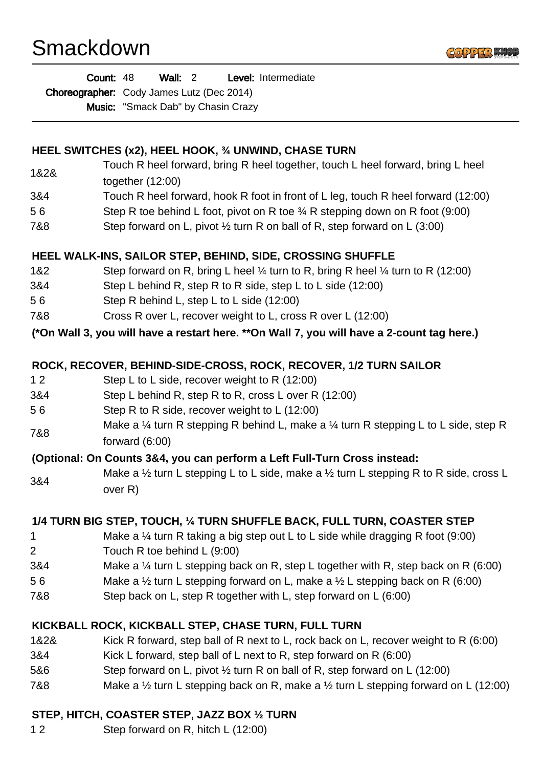# Smackdown

**Count:** 48 **Wall:** 2 **Level:** Intermediate
**Choreographer:** Cody James Lutz (Dec 2014)
**Music:** "Smack Dab" by Chasin Crazy

---

**HEEL SWITCHES (x2), HEEL HOOK, ¾ UNWIND, CHASE TURN**

| | |
|---|---|
| 1&2& | Touch R heel forward, bring R heel together, touch L heel forward, bring L heel together (12:00) |
| 3&4 | Touch R heel forward, hook R foot in front of L leg, touch R heel forward (12:00) |
| 5 6 | Step R toe behind L foot, pivot on R toe ¾ R stepping down on R foot (9:00) |
| 7&8 | Step forward on L, pivot ½ turn R on ball of R, step forward on L (3:00) |

**HEEL WALK-INS, SAILOR STEP, BEHIND, SIDE, CROSSING SHUFFLE**

| | |
|---|---|
| 1&2 | Step forward on R, bring L heel ¼ turn to R, bring R heel ¼ turn to R (12:00) |
| 3&4 | Step L behind R, step R to R side, step L to L side (12:00) |
| 5 6 | Step R behind L, step L to L side (12:00) |
| 7&8 | Cross R over L, recover weight to L, cross R over L (12:00) |

**(*On Wall 3, you will have a restart here. **On Wall 7, you will have a 2-count tag here.)**

**ROCK, RECOVER, BEHIND-SIDE-CROSS, ROCK, RECOVER, 1/2 TURN SAILOR**

| | |
|---|---|
| 1 2 | Step L to L side, recover weight to R (12:00) |
| 3&4 | Step L behind R, step R to R, cross L over R (12:00) |
| 5 6 | Step R to R side, recover weight to L (12:00) |
| 7&8 | Make a ¼ turn R stepping R behind L, make a ¼ turn R stepping L to L side, step R forward (6:00) |

**(Optional: On Counts 3&4, you can perform a Left Full-Turn Cross instead:**

| | |
|---|---|
| 3&4 | Make a ½ turn L stepping L to L side, make a ½ turn L stepping R to R side, cross L over R) |

**1/4 TURN BIG STEP, TOUCH, ¼ TURN SHUFFLE BACK, FULL TURN, COASTER STEP**

| | |
|---|---|
| 1 | Make a ¼ turn R taking a big step out L to L side while dragging R foot (9:00) |
| 2 | Touch R toe behind L (9:00) |
| 3&4 | Make a ¼ turn L stepping back on R, step L together with R, step back on R (6:00) |
| 5 6 | Make a ½ turn L stepping forward on L, make a ½ L stepping back on R (6:00) |
| 7&8 | Step back on L, step R together with L, step forward on L (6:00) |

**KICKBALL ROCK, KICKBALL STEP, CHASE TURN, FULL TURN**

| | |
|---|---|
| 1&2& | Kick R forward, step ball of R next to L, rock back on L, recover weight to R (6:00) |
| 3&4 | Kick L forward, step ball of L next to R, step forward on R (6:00) |
| 5&6 | Step forward on L, pivot ½ turn R on ball of R, step forward on L (12:00) |
| 7&8 | Make a ½ turn L stepping back on R, make a ½ turn L stepping forward on L (12:00) |

**STEP, HITCH, COASTER STEP, JAZZ BOX ½ TURN**

| | |
|---|---|
| 1 2 | Step forward on R, hitch L (12:00) |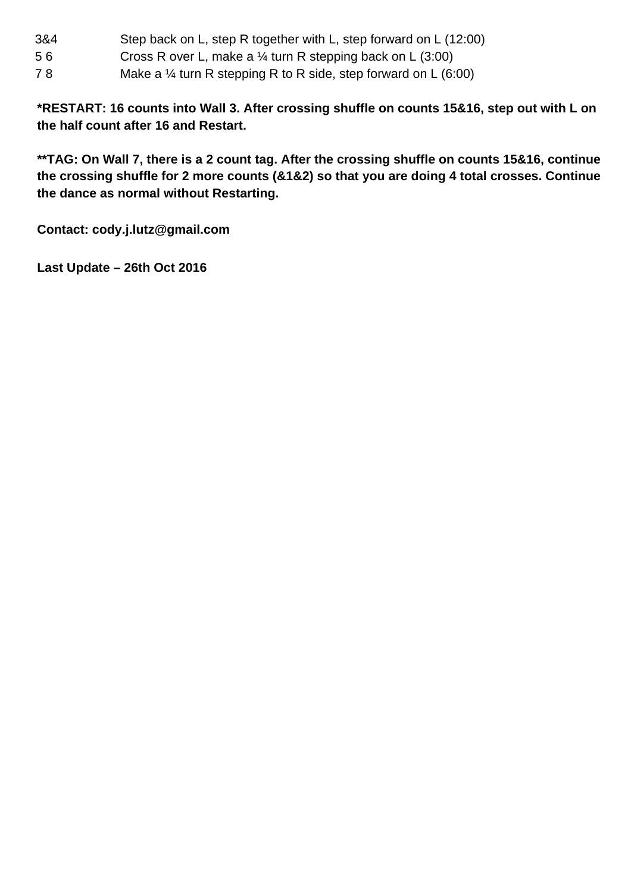| | |
|---|---|
| 3&4 | Step back on L, step R together with L, step forward on L (12:00) |
| 5 6 | Cross R over L, make a ¼ turn R stepping back on L (3:00) |
| 7 8 | Make a ¼ turn R stepping R to R side, step forward on L (6:00) |

**\*RESTART: 16 counts into Wall 3. After crossing shuffle on counts 15&16, step out with L on the half count after 16 and Restart.**

**\*\*TAG: On Wall 7, there is a 2 count tag. After the crossing shuffle on counts 15&16, continue the crossing shuffle for 2 more counts (&1&2) so that you are doing 4 total crosses. Continue the dance as normal without Restarting.**

**Contact: cody.j.lutz@gmail.com**

**Last Update – 26th Oct 2016**